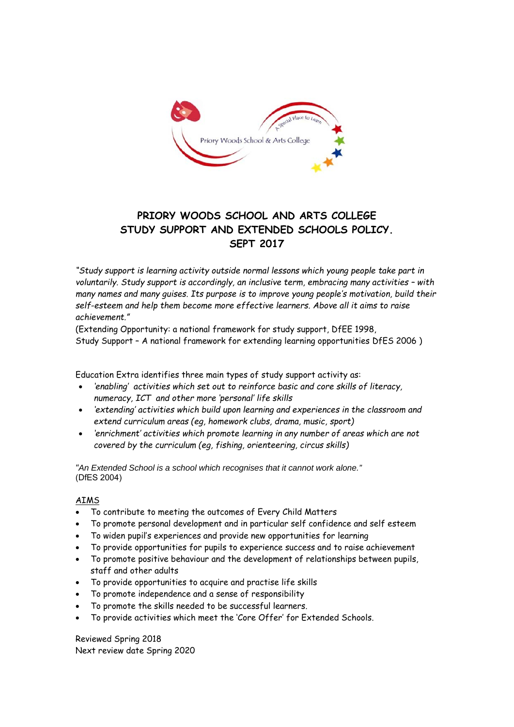# PRIORY WOODS SCHOOL AND ARTS COLLEGE
# STUDY SUPPORT AND EXTENDED SCHOOLS POLICY.
# SEPT 2017

*"Study support is learning activity outside normal lessons which young people take part in voluntarily. Study support is accordingly, an inclusive term, embracing many activities – with many names and many guises. Its purpose is to improve young people's motivation, build their self-esteem and help them become more effective learners. Above all it aims to raise achievement."*

(Extending Opportunity: a national framework for study support, DfEE 1998,
Study Support – A national framework for extending learning opportunities DfES 2006 )

Education Extra identifies three main types of study support activity as:

- *'enabling' activities which set out to reinforce basic and core skills of literacy, numeracy, ICT and other more 'personal' life skills*
- *'extending' activities which build upon learning and experiences in the classroom and extend curriculum areas (eg, homework clubs, drama, music, sport)*
- *'enrichment' activities which promote learning in any number of areas which are not covered by the curriculum (eg, fishing, orienteering, circus skills)*

*"An Extended School is a school which recognises that it cannot work alone."*
(DfES 2004)

<u>AIMS</u>

- To contribute to meeting the outcomes of Every Child Matters
- To promote personal development and in particular self confidence and self esteem
- To widen pupil's experiences and provide new opportunities for learning
- To provide opportunities for pupils to experience success and to raise achievement
- To promote positive behaviour and the development of relationships between pupils, staff and other adults
- To provide opportunities to acquire and practise life skills
- To promote independence and a sense of responsibility
- To promote the skills needed to be successful learners.
- To provide activities which meet the 'Core Offer' for Extended Schools.

Reviewed Spring 2018
Next review date Spring 2020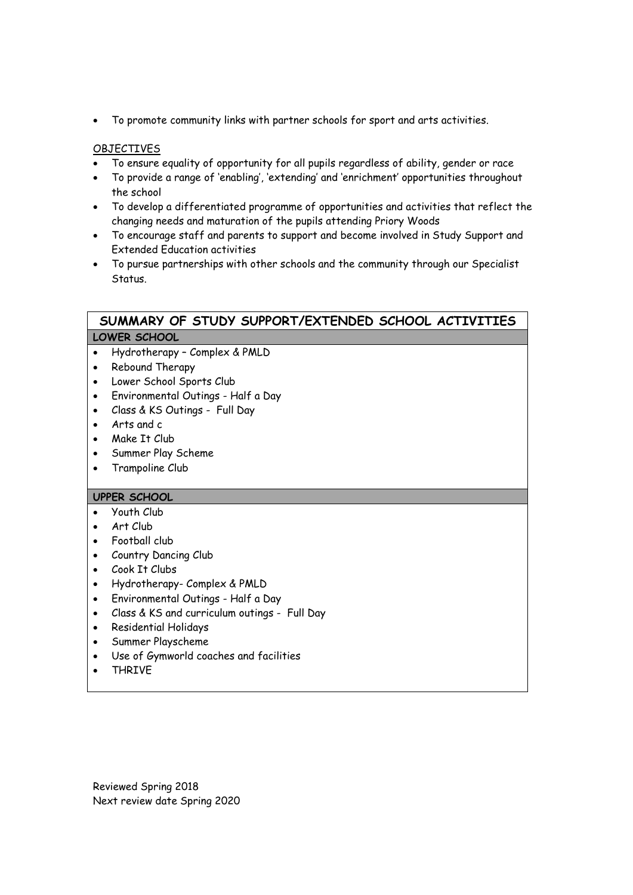- To promote community links with partner schools for sport and arts activities.

<u>OBJECTIVES</u>

- To ensure equality of opportunity for all pupils regardless of ability, gender or race
- To provide a range of 'enabling', 'extending' and 'enrichment' opportunities throughout the school
- To develop a differentiated programme of opportunities and activities that reflect the changing needs and maturation of the pupils attending Priory Woods
- To encourage staff and parents to support and become involved in Study Support and Extended Education activities
- To pursue partnerships with other schools and the community through our Specialist Status.

## SUMMARY OF STUDY SUPPORT/EXTENDED SCHOOL ACTIVITIES

**LOWER SCHOOL**

- Hydrotherapy – Complex & PMLD
- Rebound Therapy
- Lower School Sports Club
- Environmental Outings - Half a Day
- Class & KS Outings - Full Day
- Arts and c
- Make It Club
- Summer Play Scheme
- Trampoline Club

**UPPER SCHOOL**

- Youth Club
- Art Club
- Football club
- Country Dancing Club
- Cook It Clubs
- Hydrotherapy- Complex & PMLD
- Environmental Outings - Half a Day
- Class & KS and curriculum outings - Full Day
- Residential Holidays
- Summer Playscheme
- Use of Gymworld coaches and facilities
- THRIVE

Reviewed Spring 2018
Next review date Spring 2020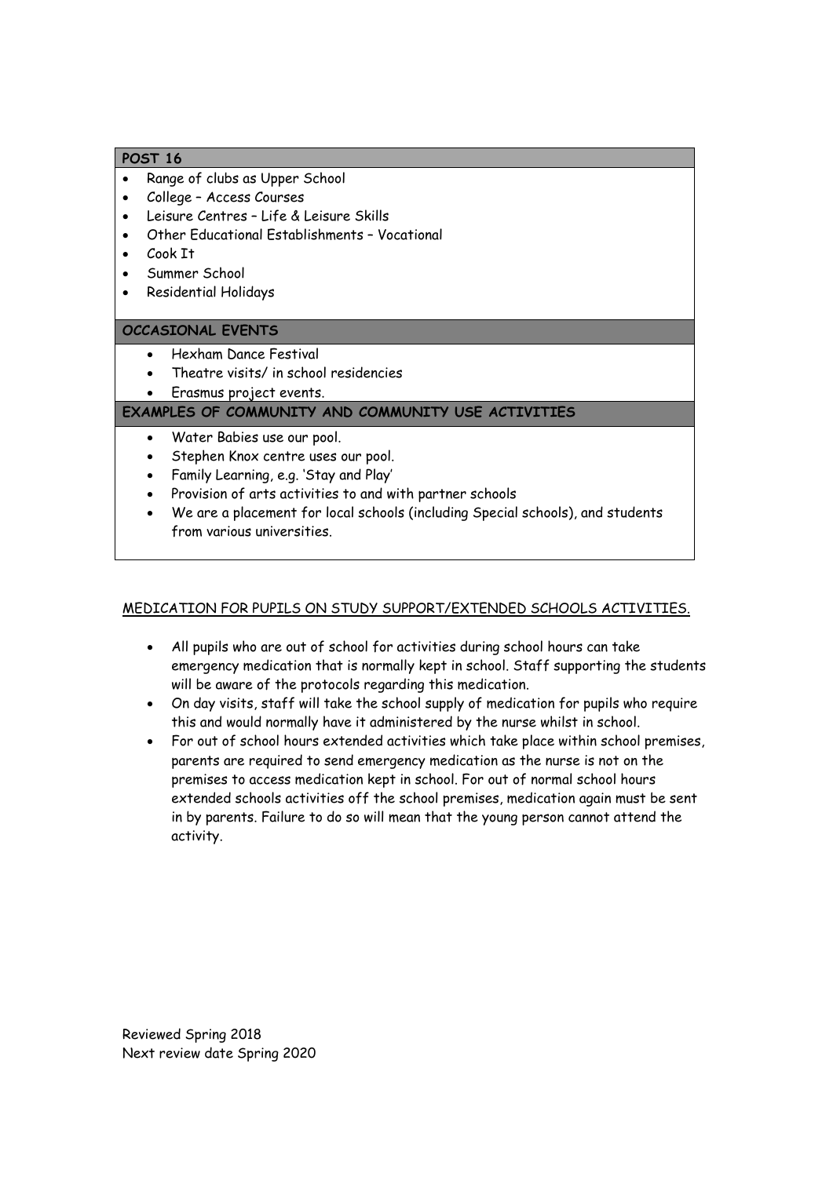**POST 16**

- Range of clubs as Upper School
- College – Access Courses
- Leisure Centres – Life & Leisure Skills
- Other Educational Establishments – Vocational
- Cook It
- Summer School
- Residential Holidays

**OCCASIONAL EVENTS**

- Hexham Dance Festival
- Theatre visits/ in school residencies
- Erasmus project events.

**EXAMPLES OF COMMUNITY AND COMMUNITY USE ACTIVITIES**

- Water Babies use our pool.
- Stephen Knox centre uses our pool.
- Family Learning, e.g. 'Stay and Play'
- Provision of arts activities to and with partner schools
- We are a placement for local schools (including Special schools), and students from various universities.

MEDICATION FOR PUPILS ON STUDY SUPPORT/EXTENDED SCHOOLS ACTIVITIES.

- All pupils who are out of school for activities during school hours can take emergency medication that is normally kept in school. Staff supporting the students will be aware of the protocols regarding this medication.
- On day visits, staff will take the school supply of medication for pupils who require this and would normally have it administered by the nurse whilst in school.
- For out of school hours extended activities which take place within school premises, parents are required to send emergency medication as the nurse is not on the premises to access medication kept in school. For out of normal school hours extended schools activities off the school premises, medication again must be sent in by parents. Failure to do so will mean that the young person cannot attend the activity.

Reviewed Spring 2018
Next review date Spring 2020